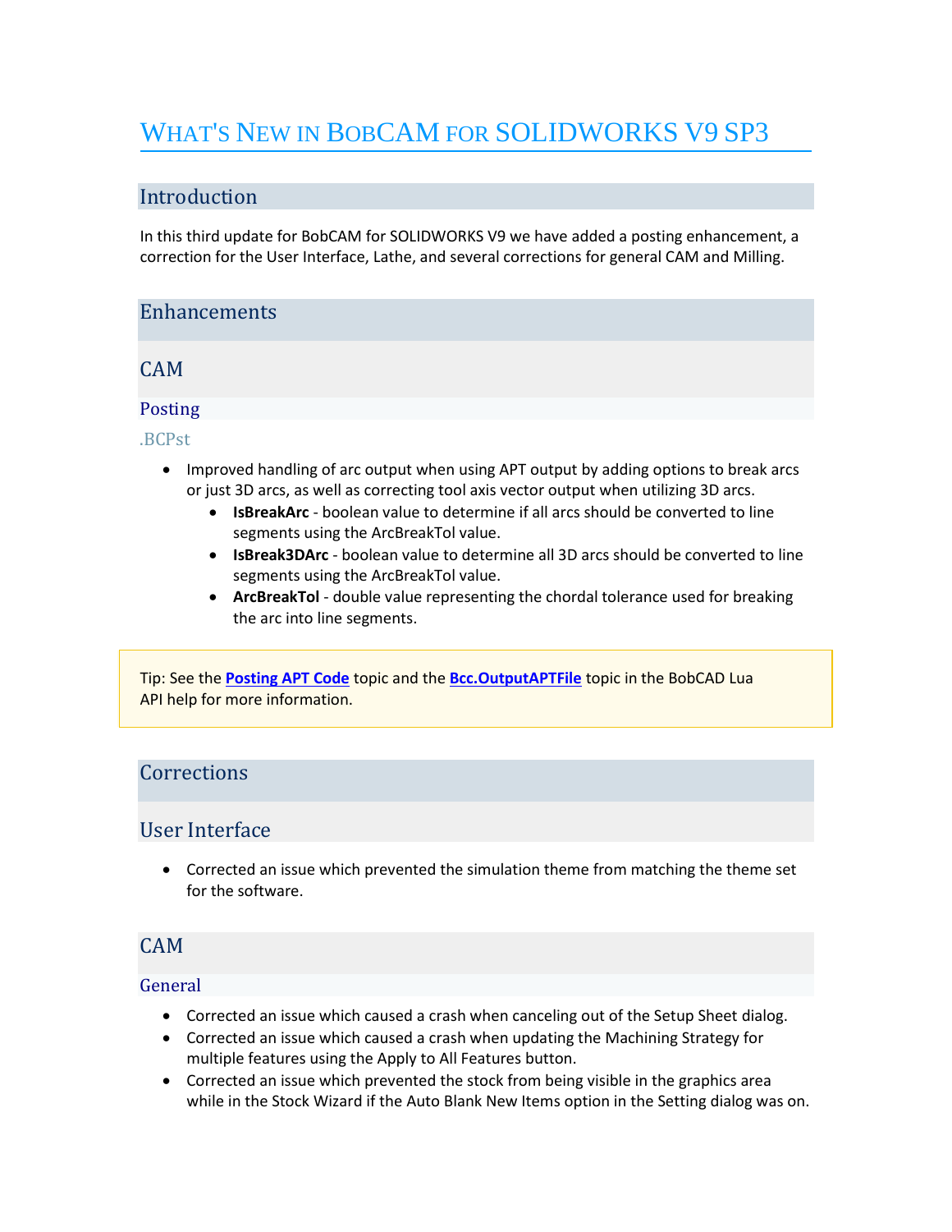# What's New in BobCAM for SOLIDWORKS V9 SP3

## Introduction

In this third update for BobCAM for SOLIDWORKS V9 we have added a posting enhancement, a correction for the User Interface, Lathe, and several corrections for general CAM and Milling.

## Enhancements

## CAM

### Posting

#### .BCPst

- Improved handling of arc output when using APT output by adding options to break arcs or just 3D arcs, as well as correcting tool axis vector output when utilizing 3D arcs.
  - **IsBreakArc** - boolean value to determine if all arcs should be converted to line segments using the ArcBreakTol value.
  - **IsBreak3DArc** - boolean value to determine all 3D arcs should be converted to line segments using the ArcBreakTol value.
  - **ArcBreakTol** - double value representing the chordal tolerance used for breaking the arc into line segments.

> Tip: See the **Posting APT Code** topic and the **Bcc.OutputAPTFile** topic in the BobCAD Lua API help for more information.

## Corrections

## User Interface

- Corrected an issue which prevented the simulation theme from matching the theme set for the software.

## CAM

### General

- Corrected an issue which caused a crash when canceling out of the Setup Sheet dialog.
- Corrected an issue which caused a crash when updating the Machining Strategy for multiple features using the Apply to All Features button.
- Corrected an issue which prevented the stock from being visible in the graphics area while in the Stock Wizard if the Auto Blank New Items option in the Setting dialog was on.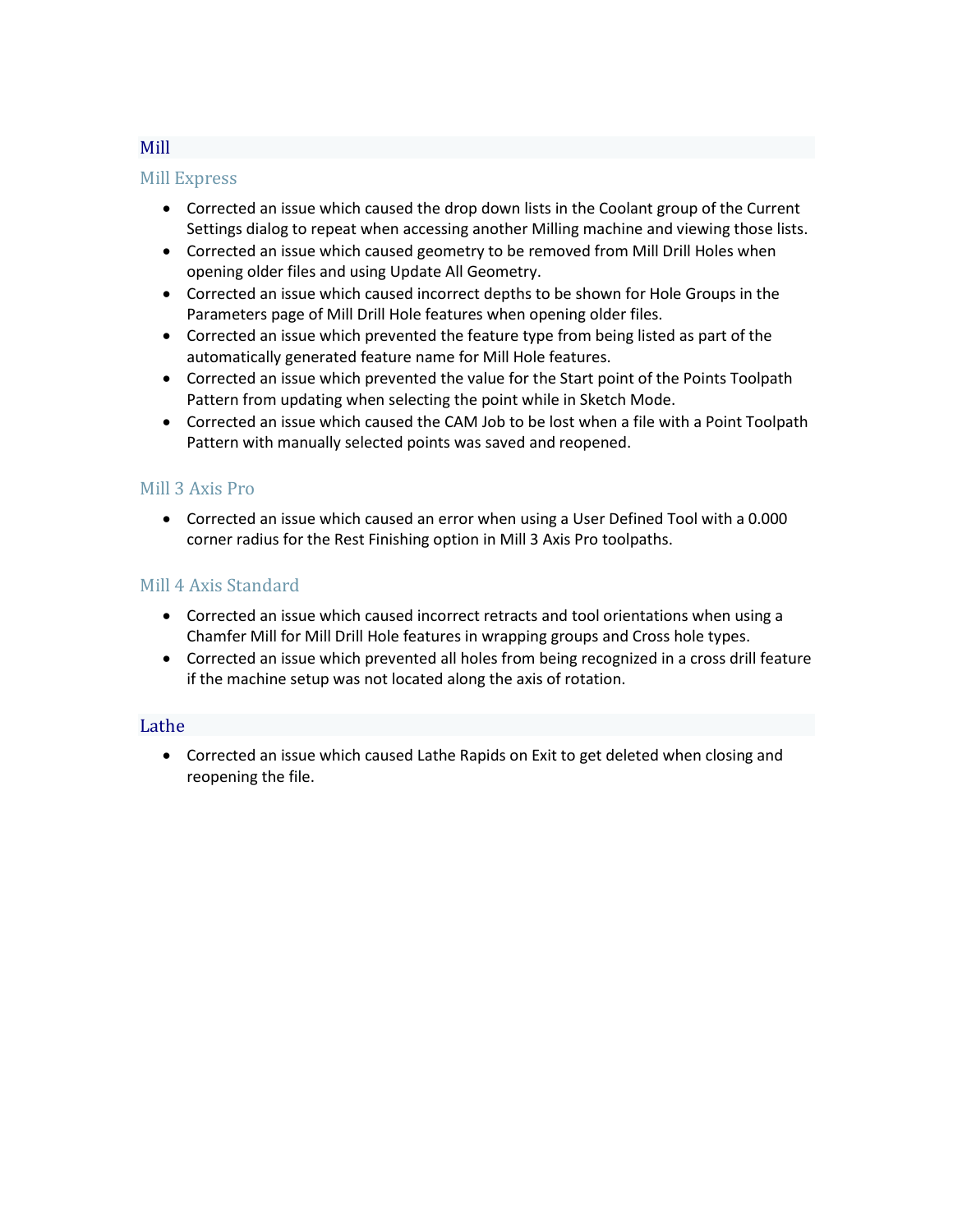## Mill

### Mill Express

- Corrected an issue which caused the drop down lists in the Coolant group of the Current Settings dialog to repeat when accessing another Milling machine and viewing those lists.
- Corrected an issue which caused geometry to be removed from Mill Drill Holes when opening older files and using Update All Geometry.
- Corrected an issue which caused incorrect depths to be shown for Hole Groups in the Parameters page of Mill Drill Hole features when opening older files.
- Corrected an issue which prevented the feature type from being listed as part of the automatically generated feature name for Mill Hole features.
- Corrected an issue which prevented the value for the Start point of the Points Toolpath Pattern from updating when selecting the point while in Sketch Mode.
- Corrected an issue which caused the CAM Job to be lost when a file with a Point Toolpath Pattern with manually selected points was saved and reopened.

### Mill 3 Axis Pro

- Corrected an issue which caused an error when using a User Defined Tool with a 0.000 corner radius for the Rest Finishing option in Mill 3 Axis Pro toolpaths.

### Mill 4 Axis Standard

- Corrected an issue which caused incorrect retracts and tool orientations when using a Chamfer Mill for Mill Drill Hole features in wrapping groups and Cross hole types.
- Corrected an issue which prevented all holes from being recognized in a cross drill feature if the machine setup was not located along the axis of rotation.

## Lathe

- Corrected an issue which caused Lathe Rapids on Exit to get deleted when closing and reopening the file.